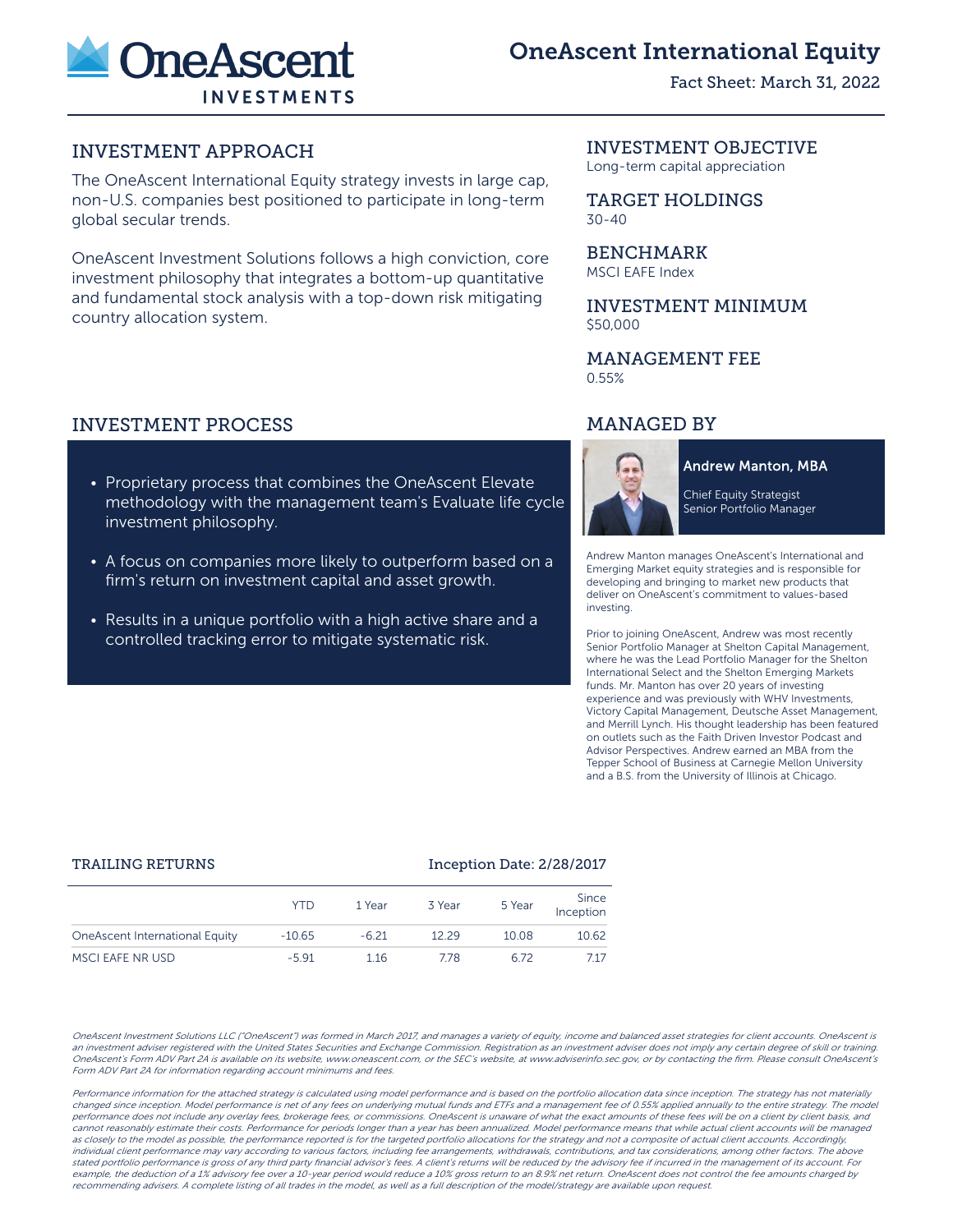# OneAscent International Equity

Fact Sheet: March 31, 2022

## INVESTMENT APPROACH

The OneAscent International Equity strategy invests in large cap, non-U.S. companies best positioned to participate in long-term global secular trends.

OneAscent Investment Solutions follows a high conviction, core investment philosophy that integrates a bottom-up quantitative and fundamental stock analysis with a top-down risk mitigating country allocation system.

## INVESTMENT OBJECTIVE

Long-term capital appreciation

## TARGET HOLDINGS

30-40

## BENCHMARK

MSCI EAFE Index

## INVESTMENT MINIMUM

$50,000

## MANAGEMENT FEE

0.55%

## INVESTMENT PROCESS

- Proprietary process that combines the OneAscent Elevate methodology with the management team's Evaluate life cycle investment philosophy.
- A focus on companies more likely to outperform based on a firm's return on investment capital and asset growth.
- Results in a unique portfolio with a high active share and a controlled tracking error to mitigate systematic risk.

## MANAGED BY

**Andrew Manton, MBA**

Chief Equity Strategist
Senior Portfolio Manager

Andrew Manton manages OneAscent's International and Emerging Market equity strategies and is responsible for developing and bringing to market new products that deliver on OneAscent's commitment to values-based investing.

Prior to joining OneAscent, Andrew was most recently Senior Portfolio Manager at Shelton Capital Management, where he was the Lead Portfolio Manager for the Shelton International Select and the Shelton Emerging Markets funds. Mr. Manton has over 20 years of investing experience and was previously with WHV Investments, Victory Capital Management, Deutsche Asset Management, and Merrill Lynch. His thought leadership has been featured on outlets such as the Faith Driven Investor Podcast and Advisor Perspectives. Andrew earned an MBA from the Tepper School of Business at Carnegie Mellon University and a B.S. from the University of Illinois at Chicago.

## TRAILING RETURNS

Inception Date: 2/28/2017

| | YTD | 1 Year | 3 Year | 5 Year | Since Inception |
|---|---|---|---|---|---|
| OneAscent International Equity | -10.65 | -6.21 | 12.29 | 10.08 | 10.62 |
| MSCI EAFE NR USD | -5.91 | 1.16 | 7.78 | 6.72 | 7.17 |

*OneAscent Investment Solutions LLC ("OneAscent") was formed in March 2017, and manages a variety of equity, income and balanced asset strategies for client accounts. OneAscent is an investment adviser registered with the United States Securities and Exchange Commission. Registration as an investment adviser does not imply any certain degree of skill or training. OneAscent's Form ADV Part 2A is available on its website, www.oneascent.com, or the SEC's website, at www.adviserinfo.sec.gov, or by contacting the firm. Please consult OneAscent's Form ADV Part 2A for information regarding account minimums and fees.*

*Performance information for the attached strategy is calculated using model performance and is based on the portfolio allocation data since inception. The strategy has not materially changed since inception. Model performance is net of any fees on underlying mutual funds and ETFs and a management fee of 0.55% applied annually to the entire strategy. The model performance does not include any overlay fees, brokerage fees, or commissions. OneAscent is unaware of what the exact amounts of these fees will be on a client by client basis, and cannot reasonably estimate their costs. Performance for periods longer than a year has been annualized. Model performance means that while actual client accounts will be managed as closely to the model as possible, the performance reported is for the targeted portfolio allocations for the strategy and not a composite of actual client accounts. Accordingly, individual client performance may vary according to various factors, including fee arrangements, withdrawals, contributions, and tax considerations, among other factors. The above stated portfolio performance is gross of any third party financial advisor's fees. A client's returns will be reduced by the advisory fee if incurred in the management of its account. For example, the deduction of a 1% advisory fee over a 10-year period would reduce a 10% gross return to an 8.9% net return. OneAscent does not control the fee amounts charged by recommending advisers. A complete listing of all trades in the model, as well as a full description of the model/strategy are available upon request.*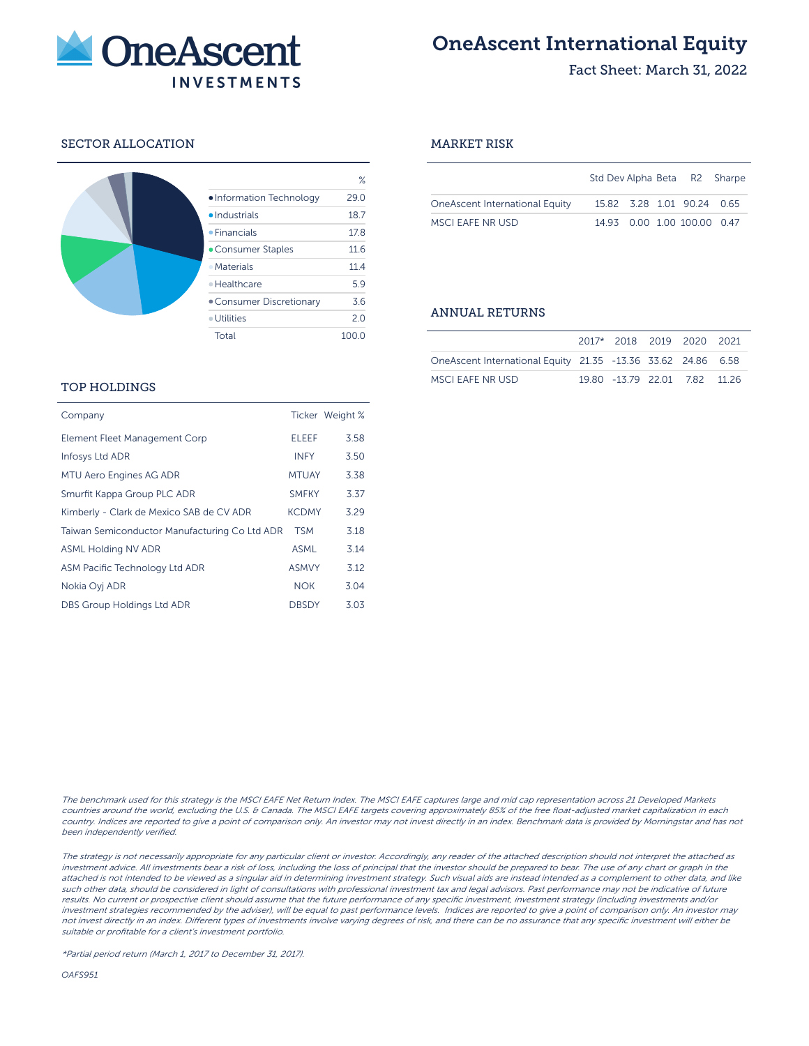# OneAscent International Equity

Fact Sheet: March 31, 2022

## SECTOR ALLOCATION

| | % |
|---|---|
| Information Technology | 29.0 |
| Industrials | 18.7 |
| Financials | 17.8 |
| Consumer Staples | 11.6 |
| Materials | 11.4 |
| Healthcare | 5.9 |
| Consumer Discretionary | 3.6 |
| Utilities | 2.0 |
| Total | 100.0 |

## MARKET RISK

| | Std Dev | Alpha | Beta | R2 | Sharpe |
|---|---|---|---|---|---|
| OneAscent International Equity | 15.82 | 3.28 | 1.01 | 90.24 | 0.65 |
| MSCI EAFE NR USD | 14.93 | 0.00 | 1.00 | 100.00 | 0.47 |

## ANNUAL RETURNS

| | 2017* | 2018 | 2019 | 2020 | 2021 |
|---|---|---|---|---|---|
| OneAscent International Equity | 21.35 | -13.36 | 33.62 | 24.86 | 6.58 |
| MSCI EAFE NR USD | 19.80 | -13.79 | 22.01 | 7.82 | 11.26 |

## TOP HOLDINGS

| Company | Ticker | Weight % |
|---|---|---|
| Element Fleet Management Corp | ELEEF | 3.58 |
| Infosys Ltd ADR | INFY | 3.50 |
| MTU Aero Engines AG ADR | MTUAY | 3.38 |
| Smurfit Kappa Group PLC ADR | SMFKY | 3.37 |
| Kimberly - Clark de Mexico SAB de CV ADR | KCDMY | 3.29 |
| Taiwan Semiconductor Manufacturing Co Ltd ADR | TSM | 3.18 |
| ASML Holding NV ADR | ASML | 3.14 |
| ASM Pacific Technology Ltd ADR | ASMVY | 3.12 |
| Nokia Oyj ADR | NOK | 3.04 |
| DBS Group Holdings Ltd ADR | DBSDY | 3.03 |

*The benchmark used for this strategy is the MSCI EAFE Net Return Index. The MSCI EAFE captures large and mid cap representation across 21 Developed Markets countries around the world, excluding the U.S. & Canada. The MSCI EAFE targets covering approximately 85% of the free float-adjusted market capitalization in each country. Indices are reported to give a point of comparison only. An investor may not invest directly in an index. Benchmark data is provided by Morningstar and has not been independently verified.*

*The strategy is not necessarily appropriate for any particular client or investor. Accordingly, any reader of the attached description should not interpret the attached as investment advice. All investments bear a risk of loss, including the loss of principal that the investor should be prepared to bear. The use of any chart or graph in the attached is not intended to be viewed as a singular aid in determining investment strategy. Such visual aids are instead intended as a complement to other data, and like such other data, should be considered in light of consultations with professional investment tax and legal advisors. Past performance may not be indicative of future results. No current or prospective client should assume that the future performance of any specific investment, investment strategy (including investments and/or investment strategies recommended by the adviser), will be equal to past performance levels. Indices are reported to give a point of comparison only. An investor may not invest directly in an index. Different types of investments involve varying degrees of risk, and there can be no assurance that any specific investment will either be suitable or profitable for a client's investment portfolio.*

**Partial period return (March 1, 2017 to December 31, 2017).*

*OAFS951*